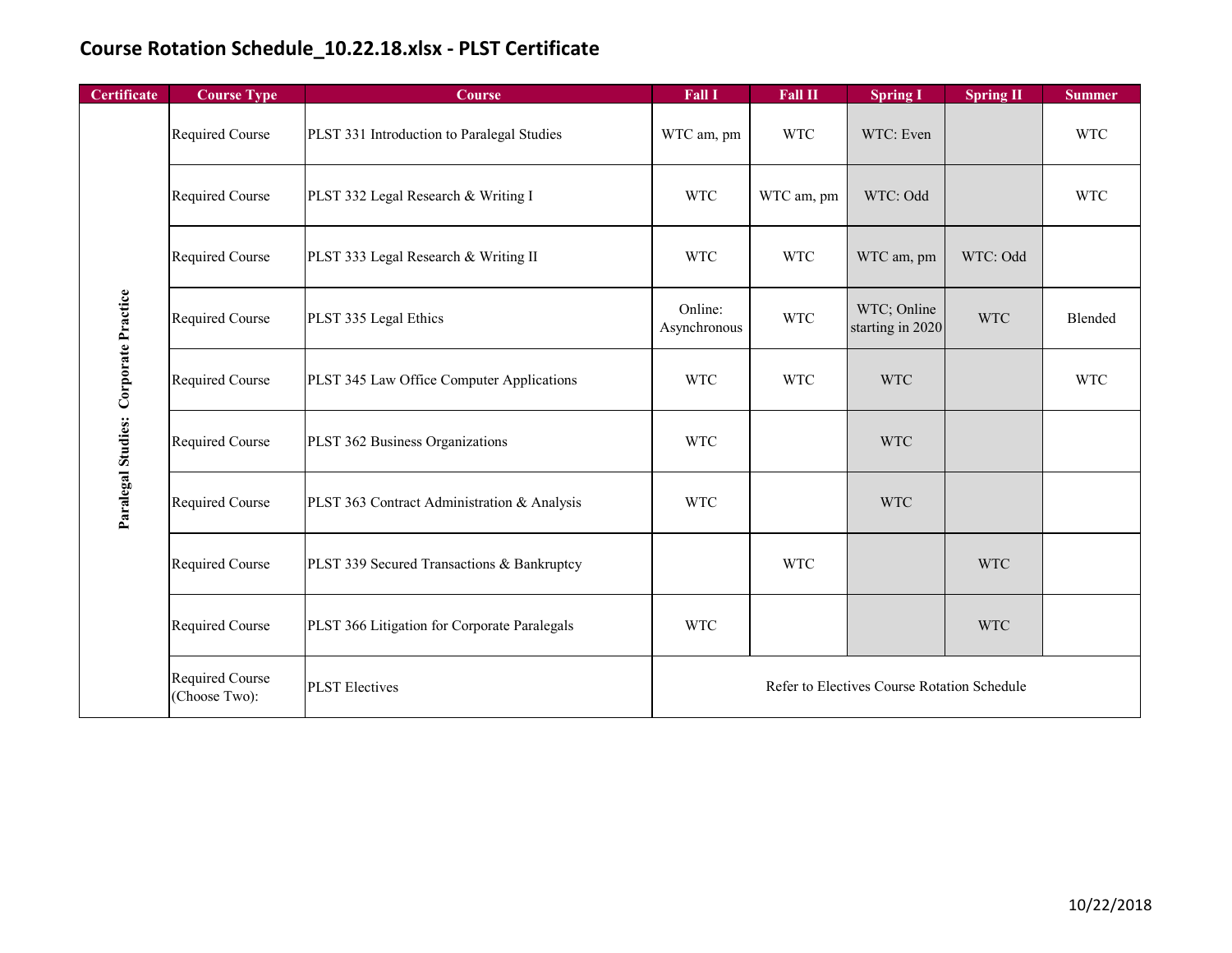# Course Rotation Schedule_10.22.18.xlsx - PLST Certificate

| Certificate | Course Type | Course | Fall I | Fall II | Spring I | Spring II | Summer |
|---|---|---|---|---|---|---|---|
| Paralegal Studies: Corporate Practice | Required Course | PLST 331 Introduction to Paralegal Studies | WTC am, pm | WTC | WTC: Even | | WTC |
| | Required Course | PLST 332 Legal Research & Writing I | WTC | WTC am, pm | WTC: Odd | | WTC |
| | Required Course | PLST 333 Legal Research & Writing II | WTC | WTC | WTC am, pm | WTC: Odd | |
| | Required Course | PLST 335 Legal Ethics | Online: Asynchronous | WTC | WTC; Online starting in 2020 | WTC | Blended |
| | Required Course | PLST 345 Law Office Computer Applications | WTC | WTC | WTC | | WTC |
| | Required Course | PLST 362 Business Organizations | WTC | | WTC | | |
| | Required Course | PLST 363 Contract Administration & Analysis | WTC | | WTC | | |
| | Required Course | PLST 339 Secured Transactions & Bankruptcy | | WTC | | WTC | |
| | Required Course | PLST 366 Litigation for Corporate Paralegals | WTC | | | WTC | |
| | Required Course (Choose Two): | PLST Electives | Refer to Electives Course Rotation Schedule | | | | |

10/22/2018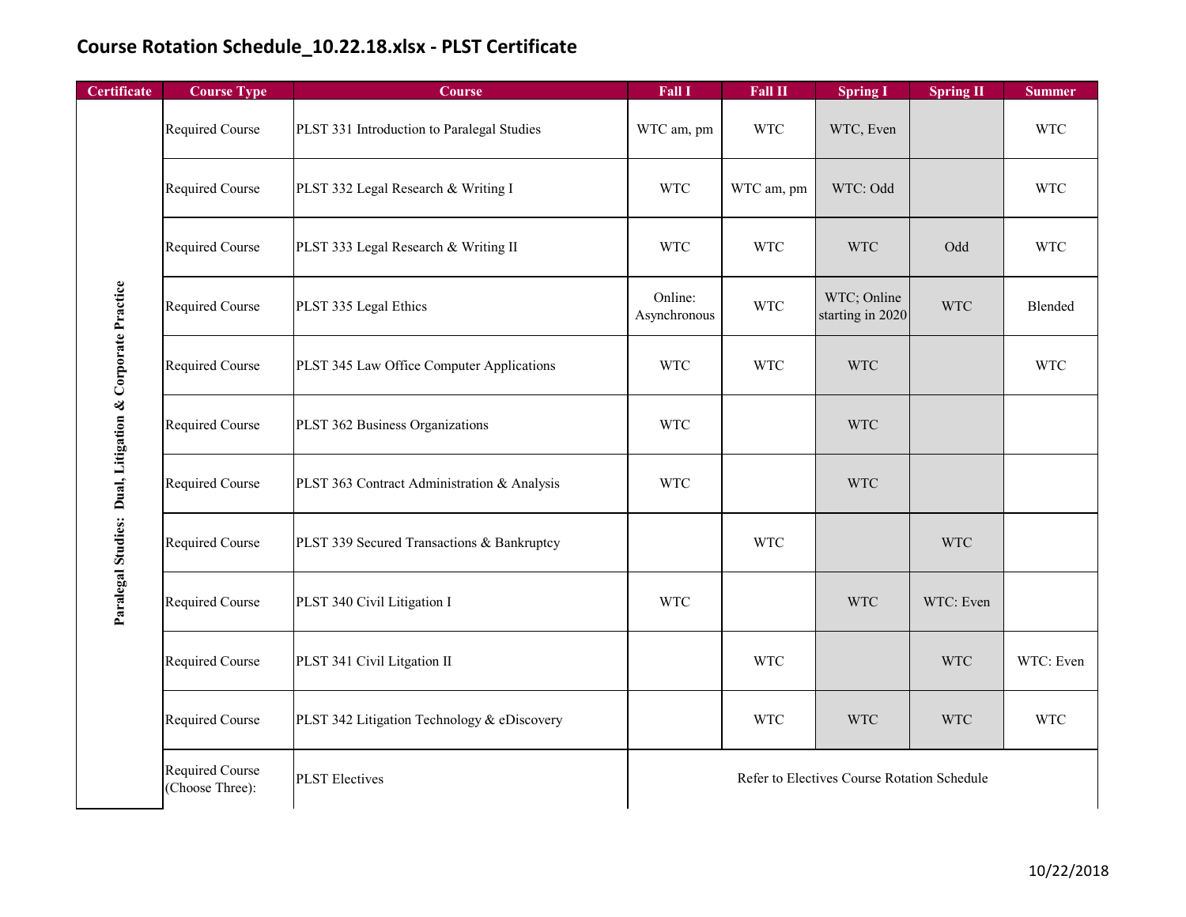# Course Rotation Schedule_10.22.18.xlsx - PLST Certificate

| Certificate | Course Type | Course | Fall I | Fall II | Spring I | Spring II | Summer |
|---|---|---|---|---|---|---|---|
| Paralegal Studies: Dual, Litigation & Corporate Practice | Required Course | PLST 331 Introduction to Paralegal Studies | WTC am, pm | WTC | WTC, Even | | WTC |
| | Required Course | PLST 332 Legal Research & Writing I | WTC | WTC am, pm | WTC: Odd | | WTC |
| | Required Course | PLST 333 Legal Research & Writing II | WTC | WTC | WTC | Odd | WTC |
| | Required Course | PLST 335 Legal Ethics | Online: Asynchronous | WTC | WTC; Online starting in 2020 | WTC | Blended |
| | Required Course | PLST 345 Law Office Computer Applications | WTC | WTC | WTC | | WTC |
| | Required Course | PLST 362 Business Organizations | WTC | | WTC | | |
| | Required Course | PLST 363 Contract Administration & Analysis | WTC | | WTC | | |
| | Required Course | PLST 339 Secured Transactions & Bankruptcy | | WTC | | WTC | |
| | Required Course | PLST 340 Civil Litigation I | WTC | | WTC | WTC: Even | |
| | Required Course | PLST 341 Civil Litgation II | | WTC | | WTC | WTC: Even |
| | Required Course | PLST 342 Litigation Technology & eDiscovery | | WTC | WTC | WTC | WTC |
| | Required Course (Choose Three): | PLST Electives | Refer to Electives Course Rotation Schedule | | | | |

10/22/2018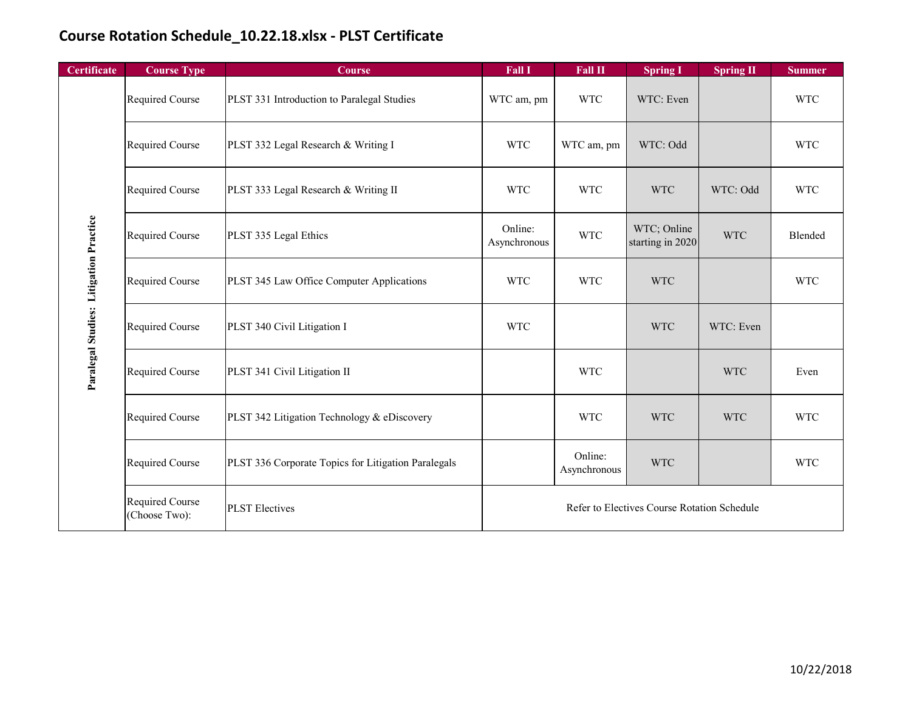# Course Rotation Schedule_10.22.18.xlsx - PLST Certificate

| Certificate | Course Type | Course | Fall I | Fall II | Spring I | Spring II | Summer |
|---|---|---|---|---|---|---|---|
| Paralegal Studies: Litigation Practice | Required Course | PLST 331 Introduction to Paralegal Studies | WTC am, pm | WTC | WTC: Even | | WTC |
| | Required Course | PLST 332 Legal Research & Writing I | WTC | WTC am, pm | WTC: Odd | | WTC |
| | Required Course | PLST 333 Legal Research & Writing II | WTC | WTC | WTC | WTC: Odd | WTC |
| | Required Course | PLST 335 Legal Ethics | Online: Asynchronous | WTC | WTC; Online starting in 2020 | WTC | Blended |
| | Required Course | PLST 345 Law Office Computer Applications | WTC | WTC | WTC | | WTC |
| | Required Course | PLST 340 Civil Litigation I | WTC | | WTC | WTC: Even | |
| | Required Course | PLST 341 Civil Litigation II | | WTC | | WTC | Even |
| | Required Course | PLST 342 Litigation Technology & eDiscovery | | WTC | WTC | WTC | WTC |
| | Required Course | PLST 336 Corporate Topics for Litigation Paralegals | | Online: Asynchronous | WTC | | WTC |
| | Required Course (Choose Two): | PLST Electives | Refer to Electives Course Rotation Schedule | | | | |

10/22/2018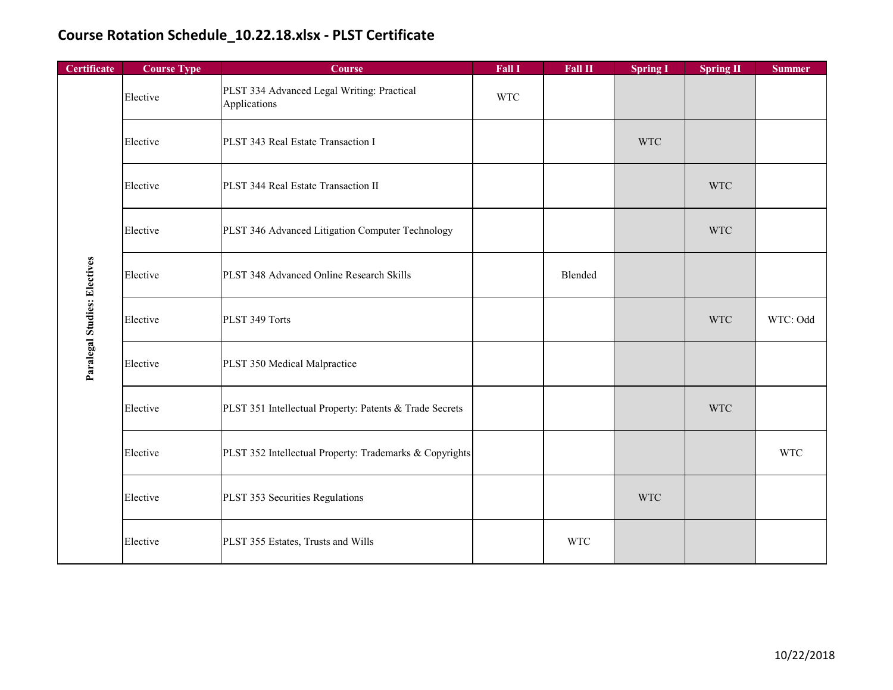# Course Rotation Schedule_10.22.18.xlsx - PLST Certificate

| Certificate | Course Type | Course | Fall I | Fall II | Spring I | Spring II | Summer |
|---|---|---|---|---|---|---|---|
| Paralegal Studies: Electives | Elective | PLST 334 Advanced Legal Writing: Practical Applications | WTC | | | | |
| | Elective | PLST 343 Real Estate Transaction I | | | WTC | | |
| | Elective | PLST 344 Real Estate Transaction II | | | | WTC | |
| | Elective | PLST 346 Advanced Litigation Computer Technology | | | | WTC | |
| | Elective | PLST 348 Advanced Online Research Skills | | Blended | | | |
| | Elective | PLST 349 Torts | | | | WTC | WTC: Odd |
| | Elective | PLST 350 Medical Malpractice | | | | | |
| | Elective | PLST 351 Intellectual Property: Patents & Trade Secrets | | | | WTC | |
| | Elective | PLST 352 Intellectual Property: Trademarks & Copyrights | | | | | WTC |
| | Elective | PLST 353 Securities Regulations | | | WTC | | |
| | Elective | PLST 355 Estates, Trusts and Wills | | WTC | | | |

10/22/2018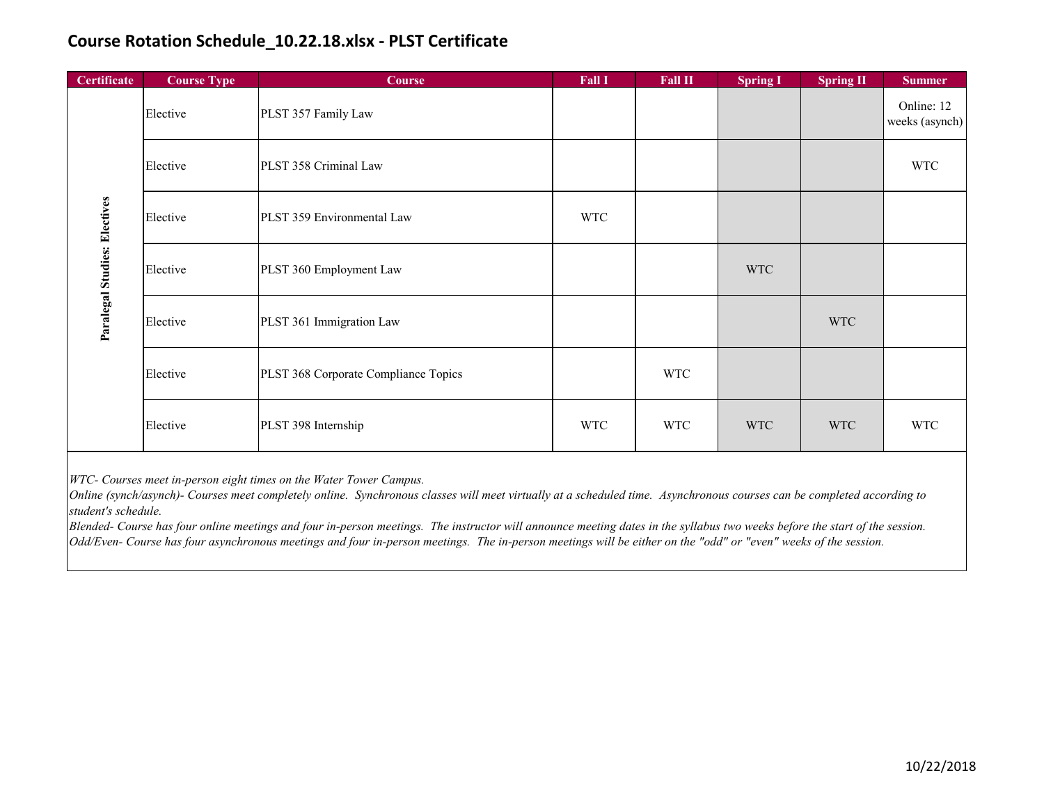# Course Rotation Schedule_10.22.18.xlsx - PLST Certificate

| Certificate | Course Type | Course | Fall I | Fall II | Spring I | Spring II | Summer |
|---|---|---|---|---|---|---|---|
| Paralegal Studies: Electives | Elective | PLST 357 Family Law | | | | | Online: 12 weeks (asynch) |
| | Elective | PLST 358 Criminal Law | | | | | WTC |
| | Elective | PLST 359 Environmental Law | WTC | | | | |
| | Elective | PLST 360 Employment Law | | | WTC | | |
| | Elective | PLST 361 Immigration Law | | | | WTC | |
| | Elective | PLST 368 Corporate Compliance Topics | | WTC | | | |
| | Elective | PLST 398 Internship | WTC | WTC | WTC | WTC | WTC |

*WTC- Courses meet in-person eight times on the Water Tower Campus.*
*Online (synch/asynch)- Courses meet completely online. Synchronous classes will meet virtually at a scheduled time. Asynchronous courses can be completed according to student's schedule.*
*Blended- Course has four online meetings and four in-person meetings. The instructor will announce meeting dates in the syllabus two weeks before the start of the session.*
*Odd/Even- Course has four asynchronous meetings and four in-person meetings. The in-person meetings will be either on the "odd" or "even" weeks of the session.*